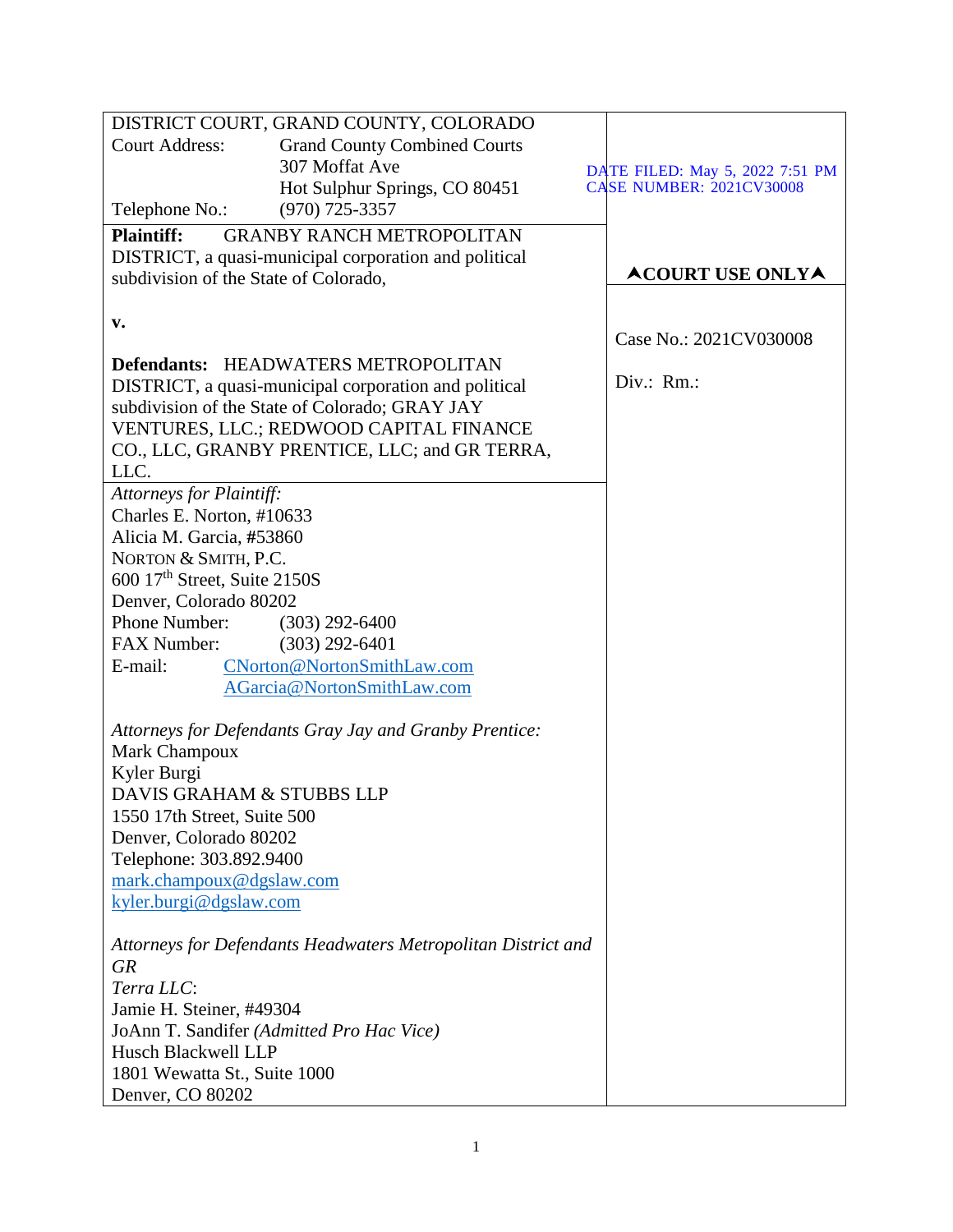DISTRICT COURT, GRAND COUNTY, COLORADO
Court Address: Grand County Combined Courts
307 Moffat Ave
Hot Sulphur Springs, CO 80451
Telephone No.: (970) 725-3357

DATE FILED: May 5, 2022 7:51 PM
CASE NUMBER: 2021CV30008

**Plaintiff:** GRANBY RANCH METROPOLITAN DISTRICT, a quasi-municipal corporation and political subdivision of the State of Colorado,

**v.**

**Defendants:** HEADWATERS METROPOLITAN DISTRICT, a quasi-municipal corporation and political subdivision of the State of Colorado; GRAY JAY VENTURES, LLC.; REDWOOD CAPITAL FINANCE CO., LLC, GRANBY PRENTICE, LLC; and GR TERRA, LLC.

**▲COURT USE ONLY▲**

Case No.: 2021CV030008

Div.: Rm.:

*Attorneys for Plaintiff:*
Charles E. Norton, #10633
Alicia M. Garcia, #53860
NORTON & SMITH, P.C.
600 17th Street, Suite 2150S
Denver, Colorado 80202
Phone Number: (303) 292-6400
FAX Number: (303) 292-6401
E-mail: CNorton@NortonSmithLaw.com
AGarcia@NortonSmithLaw.com

*Attorneys for Defendants Gray Jay and Granby Prentice:*
Mark Champoux
Kyler Burgi
DAVIS GRAHAM & STUBBS LLP
1550 17th Street, Suite 500
Denver, Colorado 80202
Telephone: 303.892.9400
mark.champoux@dgslaw.com
kyler.burgi@dgslaw.com

*Attorneys for Defendants Headwaters Metropolitan District and GR Terra LLC:*
Jamie H. Steiner, #49304
JoAnn T. Sandifer *(Admitted Pro Hac Vice)*
Husch Blackwell LLP
1801 Wewatta St., Suite 1000
Denver, CO 80202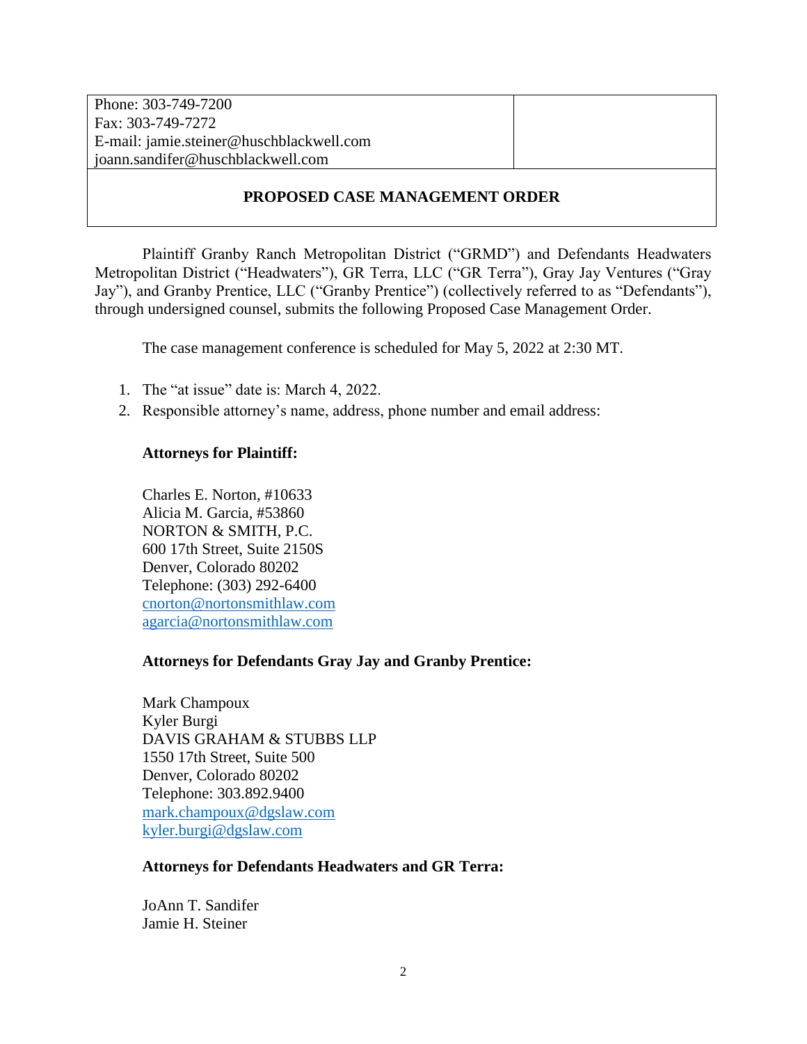| Phone: 303-749-7200<br>Fax: 303-749-7272<br>E-mail: jamie.steiner@huschblackwell.com<br>joann.sandifer@huschblackwell.com | |
|---|---|

**PROPOSED CASE MANAGEMENT ORDER**

Plaintiff Granby Ranch Metropolitan District ("GRMD") and Defendants Headwaters Metropolitan District ("Headwaters"), GR Terra, LLC ("GR Terra"), Gray Jay Ventures ("Gray Jay"), and Granby Prentice, LLC ("Granby Prentice") (collectively referred to as "Defendants"), through undersigned counsel, submits the following Proposed Case Management Order.

The case management conference is scheduled for May 5, 2022 at 2:30 MT.

1. The "at issue" date is: March 4, 2022.
2. Responsible attorney's name, address, phone number and email address:

**Attorneys for Plaintiff:**

Charles E. Norton, #10633
Alicia M. Garcia, #53860
NORTON & SMITH, P.C.
600 17th Street, Suite 2150S
Denver, Colorado 80202
Telephone: (303) 292-6400
cnorton@nortonsmithlaw.com
agarcia@nortonsmithlaw.com

**Attorneys for Defendants Gray Jay and Granby Prentice:**

Mark Champoux
Kyler Burgi
DAVIS GRAHAM & STUBBS LLP
1550 17th Street, Suite 500
Denver, Colorado 80202
Telephone: 303.892.9400
mark.champoux@dgslaw.com
kyler.burgi@dgslaw.com

**Attorneys for Defendants Headwaters and GR Terra:**

JoAnn T. Sandifer
Jamie H. Steiner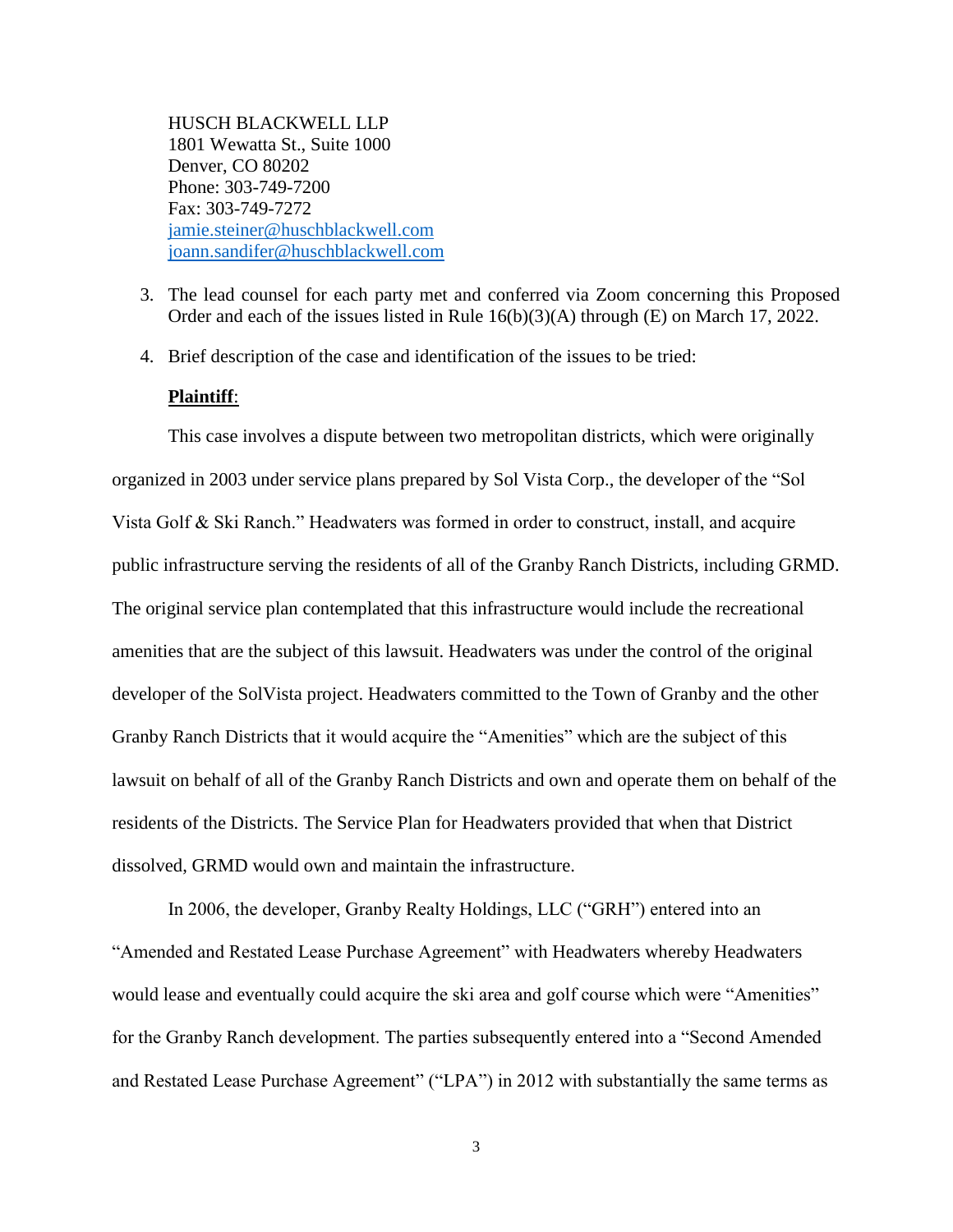HUSCH BLACKWELL LLP
1801 Wewatta St., Suite 1000
Denver, CO 80202
Phone: 303-749-7200
Fax: 303-749-7272
jamie.steiner@huschblackwell.com
joann.sandifer@huschblackwell.com

3. The lead counsel for each party met and conferred via Zoom concerning this Proposed Order and each of the issues listed in Rule 16(b)(3)(A) through (E) on March 17, 2022.

4. Brief description of the case and identification of the issues to be tried:

**Plaintiff**:

This case involves a dispute between two metropolitan districts, which were originally organized in 2003 under service plans prepared by Sol Vista Corp., the developer of the "Sol Vista Golf & Ski Ranch." Headwaters was formed in order to construct, install, and acquire public infrastructure serving the residents of all of the Granby Ranch Districts, including GRMD. The original service plan contemplated that this infrastructure would include the recreational amenities that are the subject of this lawsuit. Headwaters was under the control of the original developer of the SolVista project. Headwaters committed to the Town of Granby and the other Granby Ranch Districts that it would acquire the "Amenities" which are the subject of this lawsuit on behalf of all of the Granby Ranch Districts and own and operate them on behalf of the residents of the Districts. The Service Plan for Headwaters provided that when that District dissolved, GRMD would own and maintain the infrastructure.

In 2006, the developer, Granby Realty Holdings, LLC ("GRH") entered into an "Amended and Restated Lease Purchase Agreement" with Headwaters whereby Headwaters would lease and eventually could acquire the ski area and golf course which were "Amenities" for the Granby Ranch development. The parties subsequently entered into a "Second Amended and Restated Lease Purchase Agreement" ("LPA") in 2012 with substantially the same terms as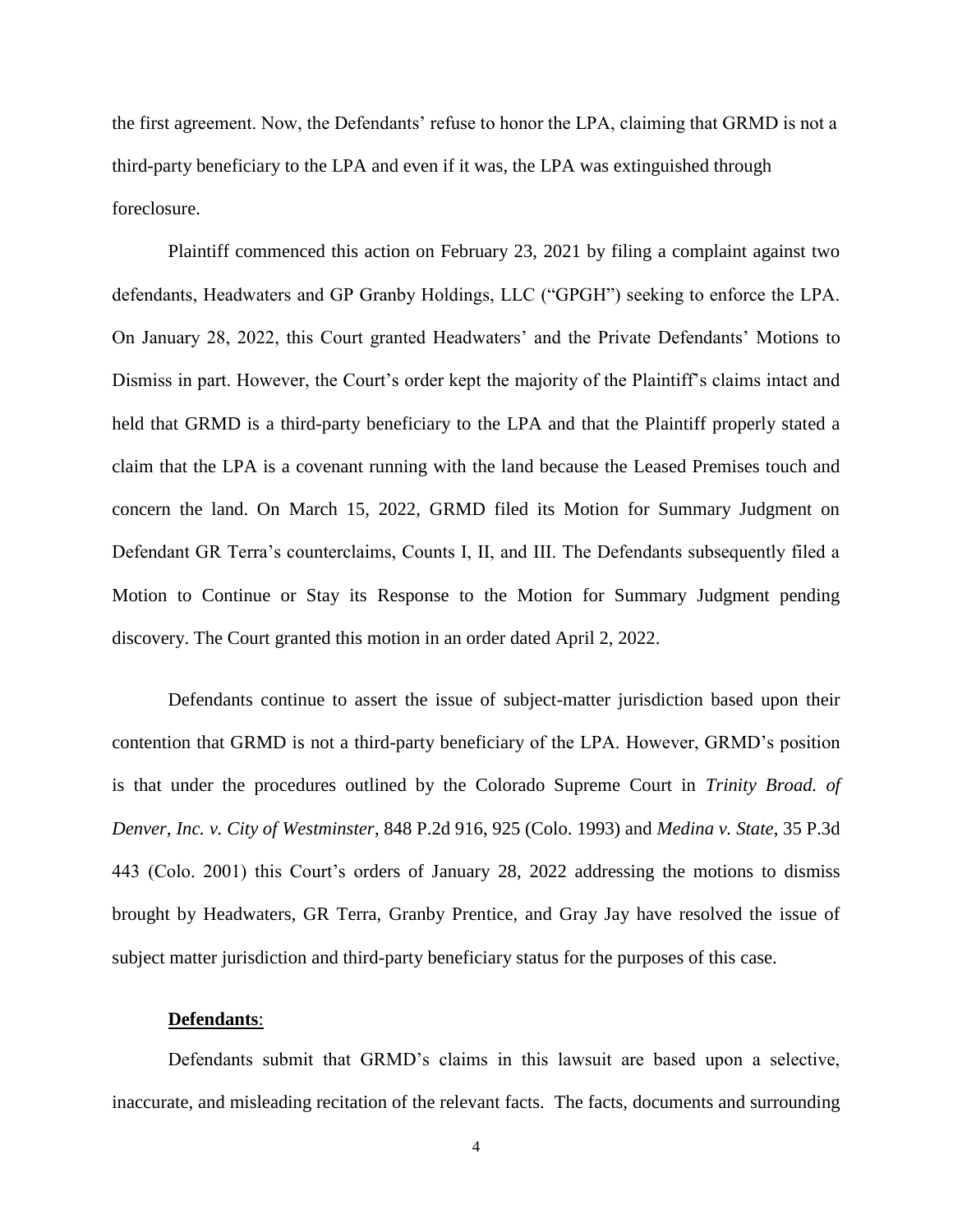the first agreement. Now, the Defendants' refuse to honor the LPA, claiming that GRMD is not a third-party beneficiary to the LPA and even if it was, the LPA was extinguished through foreclosure.

Plaintiff commenced this action on February 23, 2021 by filing a complaint against two defendants, Headwaters and GP Granby Holdings, LLC ("GPGH") seeking to enforce the LPA. On January 28, 2022, this Court granted Headwaters' and the Private Defendants' Motions to Dismiss in part. However, the Court's order kept the majority of the Plaintiff's claims intact and held that GRMD is a third-party beneficiary to the LPA and that the Plaintiff properly stated a claim that the LPA is a covenant running with the land because the Leased Premises touch and concern the land. On March 15, 2022, GRMD filed its Motion for Summary Judgment on Defendant GR Terra's counterclaims, Counts I, II, and III. The Defendants subsequently filed a Motion to Continue or Stay its Response to the Motion for Summary Judgment pending discovery. The Court granted this motion in an order dated April 2, 2022.

Defendants continue to assert the issue of subject-matter jurisdiction based upon their contention that GRMD is not a third-party beneficiary of the LPA. However, GRMD's position is that under the procedures outlined by the Colorado Supreme Court in *Trinity Broad. of Denver, Inc. v. City of Westminster*, 848 P.2d 916, 925 (Colo. 1993) and *Medina v. State*, 35 P.3d 443 (Colo. 2001) this Court's orders of January 28, 2022 addressing the motions to dismiss brought by Headwaters, GR Terra, Granby Prentice, and Gray Jay have resolved the issue of subject matter jurisdiction and third-party beneficiary status for the purposes of this case.

**Defendants**:

Defendants submit that GRMD's claims in this lawsuit are based upon a selective, inaccurate, and misleading recitation of the relevant facts. The facts, documents and surrounding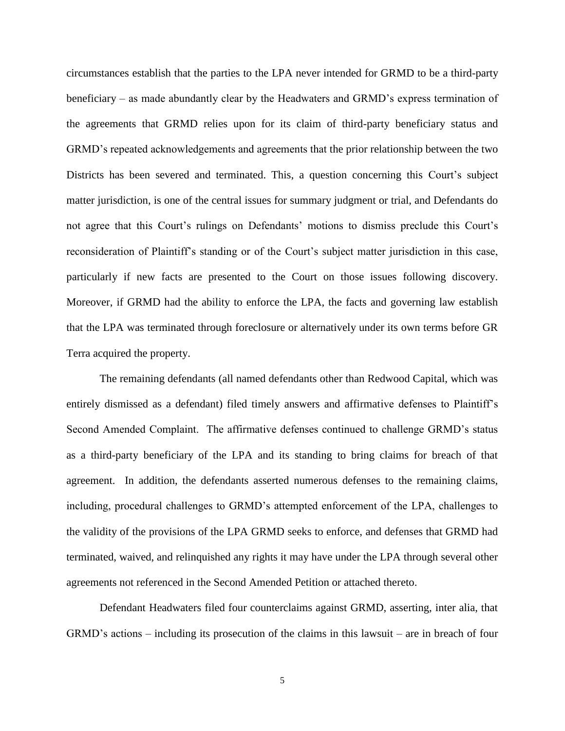circumstances establish that the parties to the LPA never intended for GRMD to be a third-party beneficiary – as made abundantly clear by the Headwaters and GRMD's express termination of the agreements that GRMD relies upon for its claim of third-party beneficiary status and GRMD's repeated acknowledgements and agreements that the prior relationship between the two Districts has been severed and terminated. This, a question concerning this Court's subject matter jurisdiction, is one of the central issues for summary judgment or trial, and Defendants do not agree that this Court's rulings on Defendants' motions to dismiss preclude this Court's reconsideration of Plaintiff's standing or of the Court's subject matter jurisdiction in this case, particularly if new facts are presented to the Court on those issues following discovery. Moreover, if GRMD had the ability to enforce the LPA, the facts and governing law establish that the LPA was terminated through foreclosure or alternatively under its own terms before GR Terra acquired the property.

The remaining defendants (all named defendants other than Redwood Capital, which was entirely dismissed as a defendant) filed timely answers and affirmative defenses to Plaintiff's Second Amended Complaint. The affirmative defenses continued to challenge GRMD's status as a third-party beneficiary of the LPA and its standing to bring claims for breach of that agreement. In addition, the defendants asserted numerous defenses to the remaining claims, including, procedural challenges to GRMD's attempted enforcement of the LPA, challenges to the validity of the provisions of the LPA GRMD seeks to enforce, and defenses that GRMD had terminated, waived, and relinquished any rights it may have under the LPA through several other agreements not referenced in the Second Amended Petition or attached thereto.

Defendant Headwaters filed four counterclaims against GRMD, asserting, inter alia, that GRMD's actions – including its prosecution of the claims in this lawsuit – are in breach of four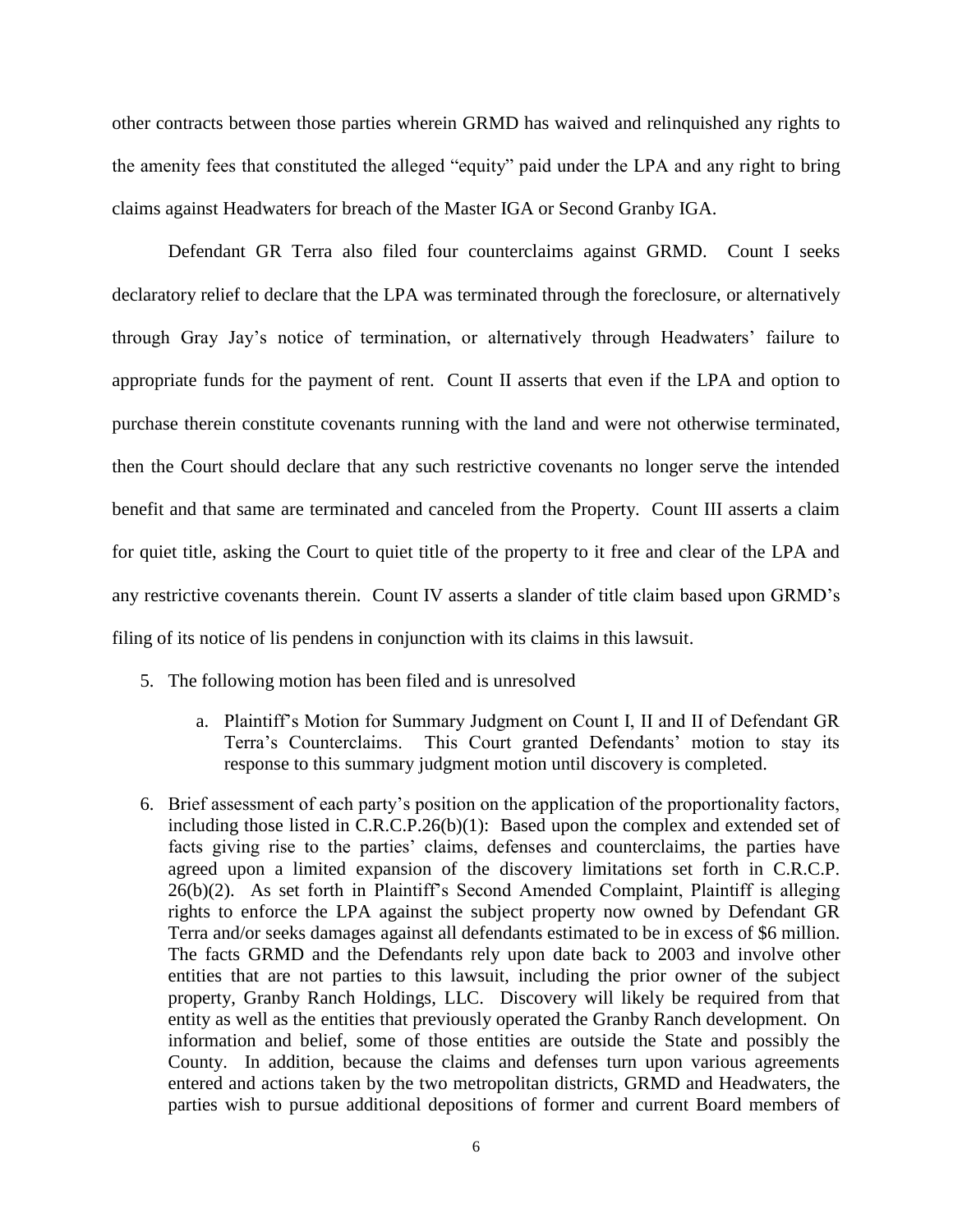other contracts between those parties wherein GRMD has waived and relinquished any rights to the amenity fees that constituted the alleged "equity" paid under the LPA and any right to bring claims against Headwaters for breach of the Master IGA or Second Granby IGA.

Defendant GR Terra also filed four counterclaims against GRMD. Count I seeks declaratory relief to declare that the LPA was terminated through the foreclosure, or alternatively through Gray Jay's notice of termination, or alternatively through Headwaters' failure to appropriate funds for the payment of rent. Count II asserts that even if the LPA and option to purchase therein constitute covenants running with the land and were not otherwise terminated, then the Court should declare that any such restrictive covenants no longer serve the intended benefit and that same are terminated and canceled from the Property. Count III asserts a claim for quiet title, asking the Court to quiet title of the property to it free and clear of the LPA and any restrictive covenants therein. Count IV asserts a slander of title claim based upon GRMD's filing of its notice of lis pendens in conjunction with its claims in this lawsuit.

5. The following motion has been filed and is unresolved

    a. Plaintiff's Motion for Summary Judgment on Count I, II and II of Defendant GR Terra's Counterclaims. This Court granted Defendants' motion to stay its response to this summary judgment motion until discovery is completed.

6. Brief assessment of each party's position on the application of the proportionality factors, including those listed in C.R.C.P.26(b)(1): Based upon the complex and extended set of facts giving rise to the parties' claims, defenses and counterclaims, the parties have agreed upon a limited expansion of the discovery limitations set forth in C.R.C.P. 26(b)(2). As set forth in Plaintiff's Second Amended Complaint, Plaintiff is alleging rights to enforce the LPA against the subject property now owned by Defendant GR Terra and/or seeks damages against all defendants estimated to be in excess of $6 million. The facts GRMD and the Defendants rely upon date back to 2003 and involve other entities that are not parties to this lawsuit, including the prior owner of the subject property, Granby Ranch Holdings, LLC. Discovery will likely be required from that entity as well as the entities that previously operated the Granby Ranch development. On information and belief, some of those entities are outside the State and possibly the County. In addition, because the claims and defenses turn upon various agreements entered and actions taken by the two metropolitan districts, GRMD and Headwaters, the parties wish to pursue additional depositions of former and current Board members of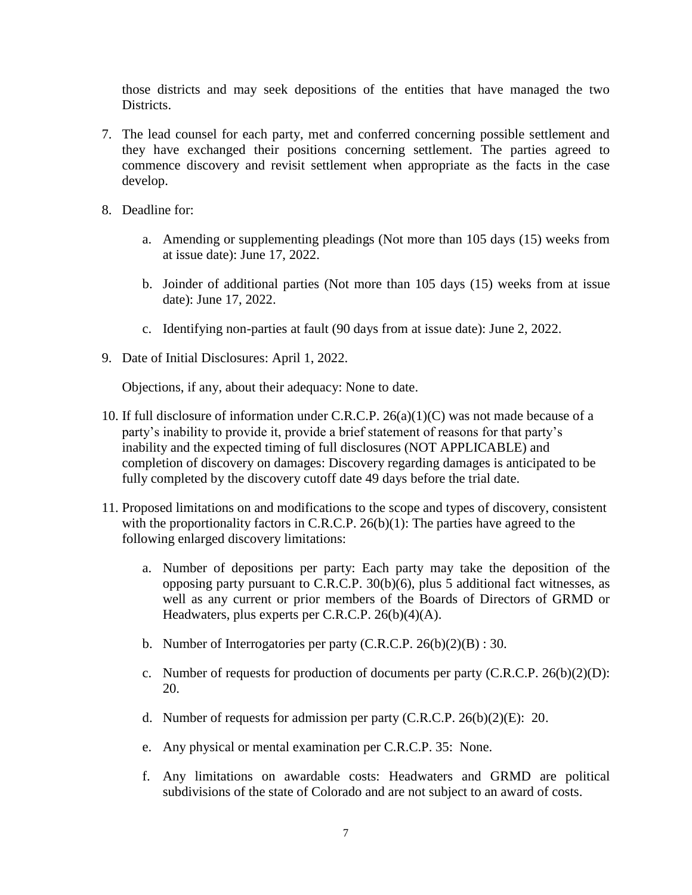those districts and may seek depositions of the entities that have managed the two Districts.

7. The lead counsel for each party, met and conferred concerning possible settlement and they have exchanged their positions concerning settlement. The parties agreed to commence discovery and revisit settlement when appropriate as the facts in the case develop.

8. Deadline for:

    a. Amending or supplementing pleadings (Not more than 105 days (15) weeks from at issue date): June 17, 2022.

    b. Joinder of additional parties (Not more than 105 days (15) weeks from at issue date): June 17, 2022.

    c. Identifying non-parties at fault (90 days from at issue date): June 2, 2022.

9. Date of Initial Disclosures: April 1, 2022.

    Objections, if any, about their adequacy: None to date.

10. If full disclosure of information under C.R.C.P. 26(a)(1)(C) was not made because of a party's inability to provide it, provide a brief statement of reasons for that party's inability and the expected timing of full disclosures (NOT APPLICABLE) and completion of discovery on damages: Discovery regarding damages is anticipated to be fully completed by the discovery cutoff date 49 days before the trial date.

11. Proposed limitations on and modifications to the scope and types of discovery, consistent with the proportionality factors in C.R.C.P. 26(b)(1): The parties have agreed to the following enlarged discovery limitations:

    a. Number of depositions per party: Each party may take the deposition of the opposing party pursuant to C.R.C.P. 30(b)(6), plus 5 additional fact witnesses, as well as any current or prior members of the Boards of Directors of GRMD or Headwaters, plus experts per C.R.C.P. 26(b)(4)(A).

    b. Number of Interrogatories per party (C.R.C.P. 26(b)(2)(B) : 30.

    c. Number of requests for production of documents per party (C.R.C.P. 26(b)(2)(D): 20.

    d. Number of requests for admission per party (C.R.C.P. 26(b)(2)(E): 20.

    e. Any physical or mental examination per C.R.C.P. 35: None.

    f. Any limitations on awardable costs: Headwaters and GRMD are political subdivisions of the state of Colorado and are not subject to an award of costs.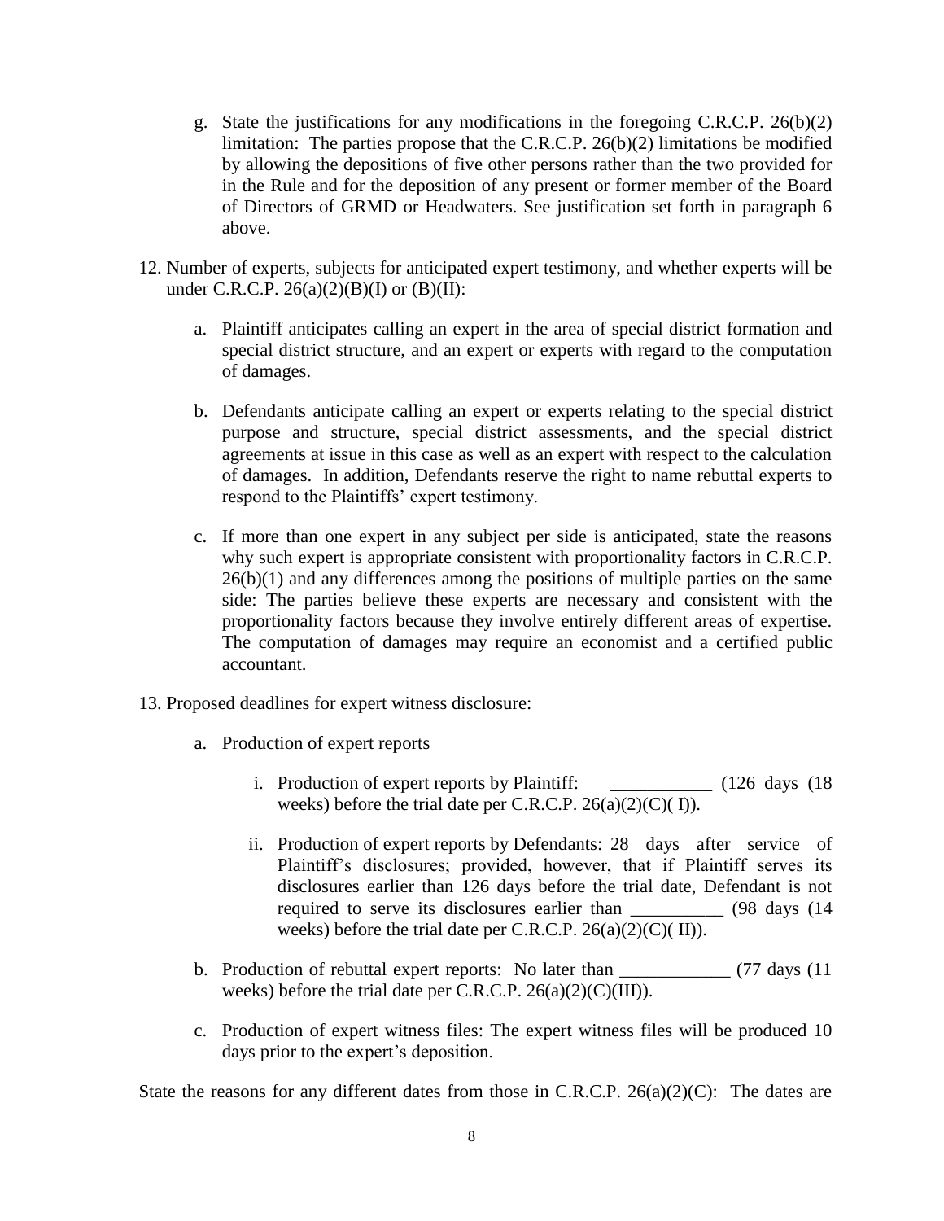g. State the justifications for any modifications in the foregoing C.R.C.P. 26(b)(2) limitation: The parties propose that the C.R.C.P. 26(b)(2) limitations be modified by allowing the depositions of five other persons rather than the two provided for in the Rule and for the deposition of any present or former member of the Board of Directors of GRMD or Headwaters. See justification set forth in paragraph 6 above.

12. Number of experts, subjects for anticipated expert testimony, and whether experts will be under C.R.C.P. 26(a)(2)(B)(I) or (B)(II):

   a. Plaintiff anticipates calling an expert in the area of special district formation and special district structure, and an expert or experts with regard to the computation of damages.

   b. Defendants anticipate calling an expert or experts relating to the special district purpose and structure, special district assessments, and the special district agreements at issue in this case as well as an expert with respect to the calculation of damages. In addition, Defendants reserve the right to name rebuttal experts to respond to the Plaintiffs' expert testimony.

   c. If more than one expert in any subject per side is anticipated, state the reasons why such expert is appropriate consistent with proportionality factors in C.R.C.P. 26(b)(1) and any differences among the positions of multiple parties on the same side: The parties believe these experts are necessary and consistent with the proportionality factors because they involve entirely different areas of expertise. The computation of damages may require an economist and a certified public accountant.

13. Proposed deadlines for expert witness disclosure:

   a. Production of expert reports

      i. Production of expert reports by Plaintiff: ___________ (126 days (18 weeks) before the trial date per C.R.C.P. 26(a)(2)(C)( I)).

      ii. Production of expert reports by Defendants: 28 days after service of Plaintiff's disclosures; provided, however, that if Plaintiff serves its disclosures earlier than 126 days before the trial date, Defendant is not required to serve its disclosures earlier than __________ (98 days (14 weeks) before the trial date per C.R.C.P. 26(a)(2)(C)( II)).

   b. Production of rebuttal expert reports: No later than ____________ (77 days (11 weeks) before the trial date per C.R.C.P. 26(a)(2)(C)(III)).

   c. Production of expert witness files: The expert witness files will be produced 10 days prior to the expert's deposition.

State the reasons for any different dates from those in C.R.C.P. 26(a)(2)(C): The dates are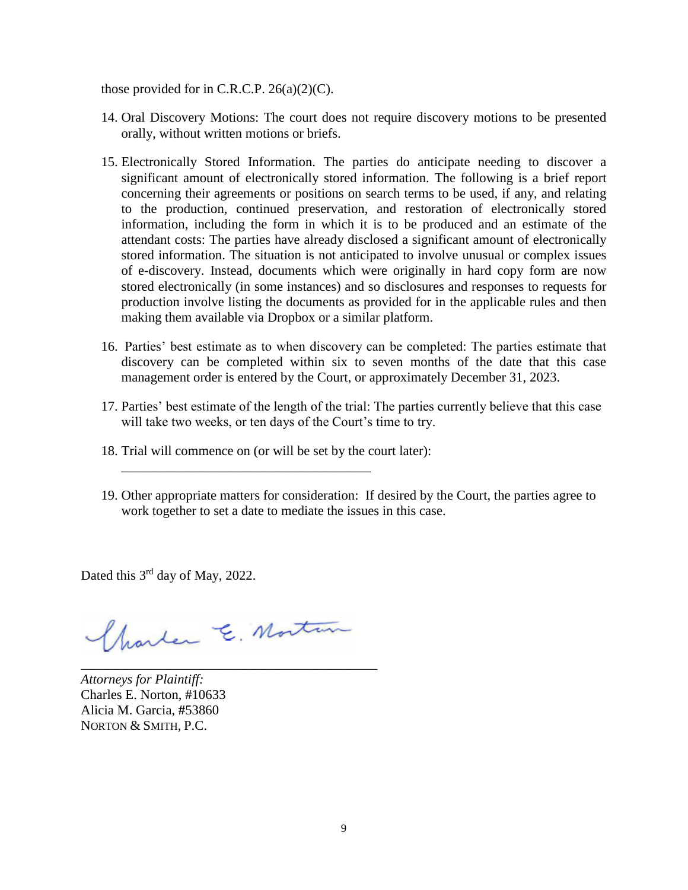those provided for in C.R.C.P. 26(a)(2)(C).

14. Oral Discovery Motions: The court does not require discovery motions to be presented orally, without written motions or briefs.

15. Electronically Stored Information. The parties do anticipate needing to discover a significant amount of electronically stored information. The following is a brief report concerning their agreements or positions on search terms to be used, if any, and relating to the production, continued preservation, and restoration of electronically stored information, including the form in which it is to be produced and an estimate of the attendant costs: The parties have already disclosed a significant amount of electronically stored information. The situation is not anticipated to involve unusual or complex issues of e-discovery. Instead, documents which were originally in hard copy form are now stored electronically (in some instances) and so disclosures and responses to requests for production involve listing the documents as provided for in the applicable rules and then making them available via Dropbox or a similar platform.

16. Parties' best estimate as to when discovery can be completed: The parties estimate that discovery can be completed within six to seven months of the date that this case management order is entered by the Court, or approximately December 31, 2023.

17. Parties' best estimate of the length of the trial: The parties currently believe that this case will take two weeks, or ten days of the Court's time to try.

18. Trial will commence on (or will be set by the court later):
    \_\_\_\_\_\_\_\_\_\_\_\_\_\_\_\_\_\_\_\_\_\_\_\_\_\_\_\_\_\_\_\_\_\_\_\_

19. Other appropriate matters for consideration: If desired by the Court, the parties agree to work together to set a date to mediate the issues in this case.

Dated this 3rd day of May, 2022.

Charles E. Norton

\_\_\_\_\_\_\_\_\_\_\_\_\_\_\_\_\_\_\_\_\_\_\_\_\_\_\_\_\_\_\_\_\_\_\_\_\_\_\_\_\_\_

*Attorneys for Plaintiff:*
Charles E. Norton, #10633
Alicia M. Garcia, #53860
NORTON & SMITH, P.C.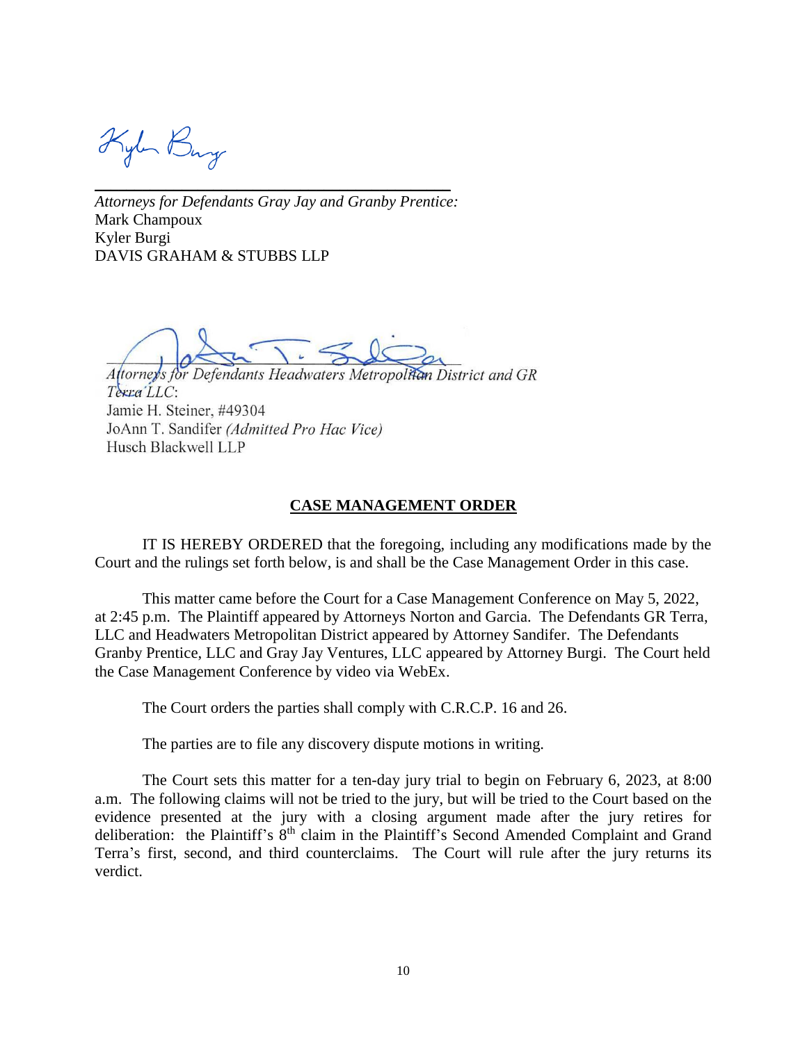*Attorneys for Defendants Gray Jay and Granby Prentice:*
Mark Champoux
Kyler Burgi
DAVIS GRAHAM & STUBBS LLP

*Attorneys for Defendants Headwaters Metropolitan District and GR Terra LLC*:
Jamie H. Steiner, #49304
JoAnn T. Sandifer *(Admitted Pro Hac Vice)*
Husch Blackwell LLP

**CASE MANAGEMENT ORDER**

IT IS HEREBY ORDERED that the foregoing, including any modifications made by the Court and the rulings set forth below, is and shall be the Case Management Order in this case.

This matter came before the Court for a Case Management Conference on May 5, 2022, at 2:45 p.m. The Plaintiff appeared by Attorneys Norton and Garcia. The Defendants GR Terra, LLC and Headwaters Metropolitan District appeared by Attorney Sandifer. The Defendants Granby Prentice, LLC and Gray Jay Ventures, LLC appeared by Attorney Burgi. The Court held the Case Management Conference by video via WebEx.

The Court orders the parties shall comply with C.R.C.P. 16 and 26.

The parties are to file any discovery dispute motions in writing.

The Court sets this matter for a ten-day jury trial to begin on February 6, 2023, at 8:00 a.m. The following claims will not be tried to the jury, but will be tried to the Court based on the evidence presented at the jury with a closing argument made after the jury retires for deliberation: the Plaintiff's 8th claim in the Plaintiff's Second Amended Complaint and Grand Terra's first, second, and third counterclaims. The Court will rule after the jury returns its verdict.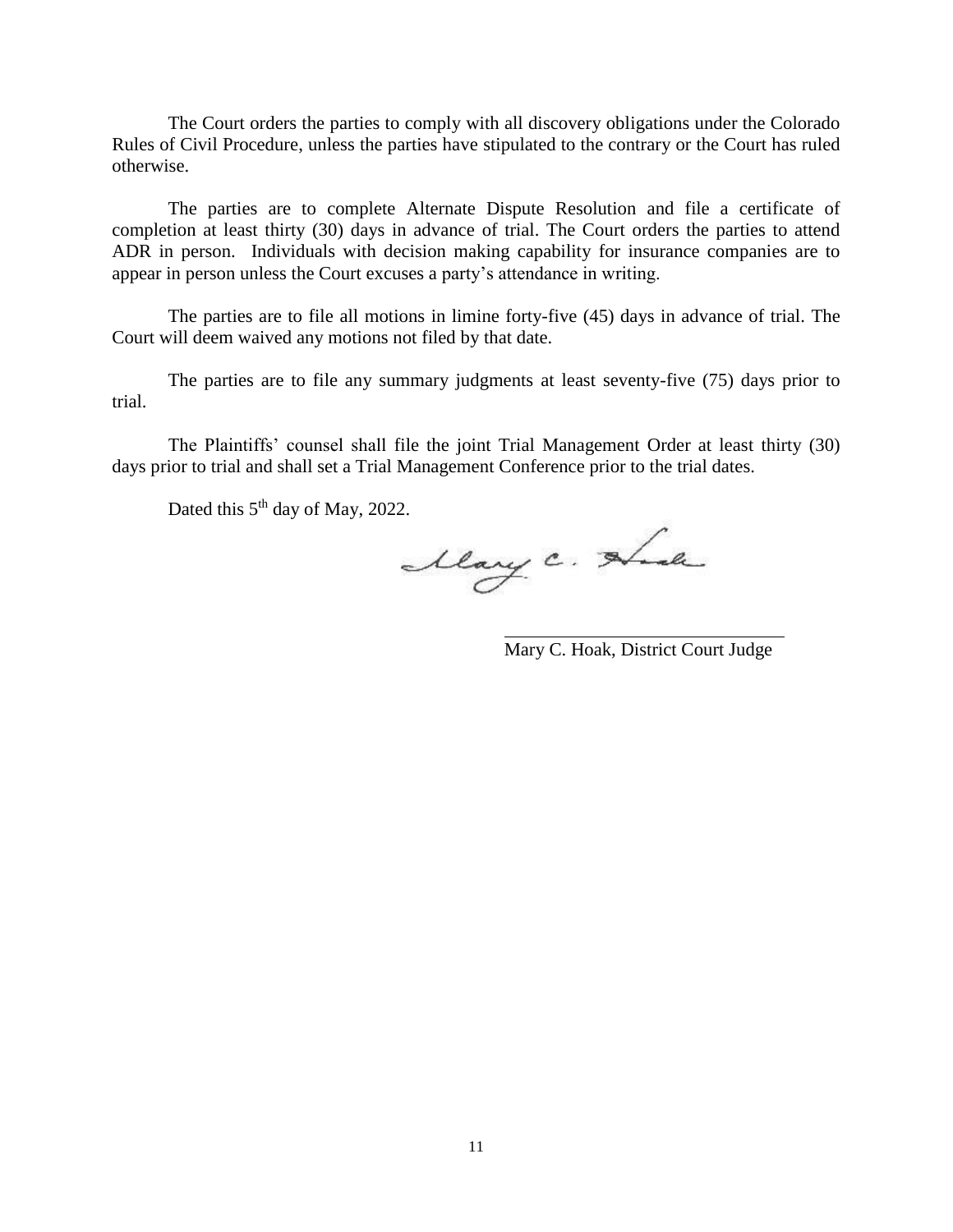The Court orders the parties to comply with all discovery obligations under the Colorado Rules of Civil Procedure, unless the parties have stipulated to the contrary or the Court has ruled otherwise.

The parties are to complete Alternate Dispute Resolution and file a certificate of completion at least thirty (30) days in advance of trial. The Court orders the parties to attend ADR in person. Individuals with decision making capability for insurance companies are to appear in person unless the Court excuses a party's attendance in writing.

The parties are to file all motions in limine forty-five (45) days in advance of trial. The Court will deem waived any motions not filed by that date.

The parties are to file any summary judgments at least seventy-five (75) days prior to trial.

The Plaintiffs' counsel shall file the joint Trial Management Order at least thirty (30) days prior to trial and shall set a Trial Management Conference prior to the trial dates.

Dated this 5th day of May, 2022.

Mary C. Hoak

Mary C. Hoak, District Court Judge